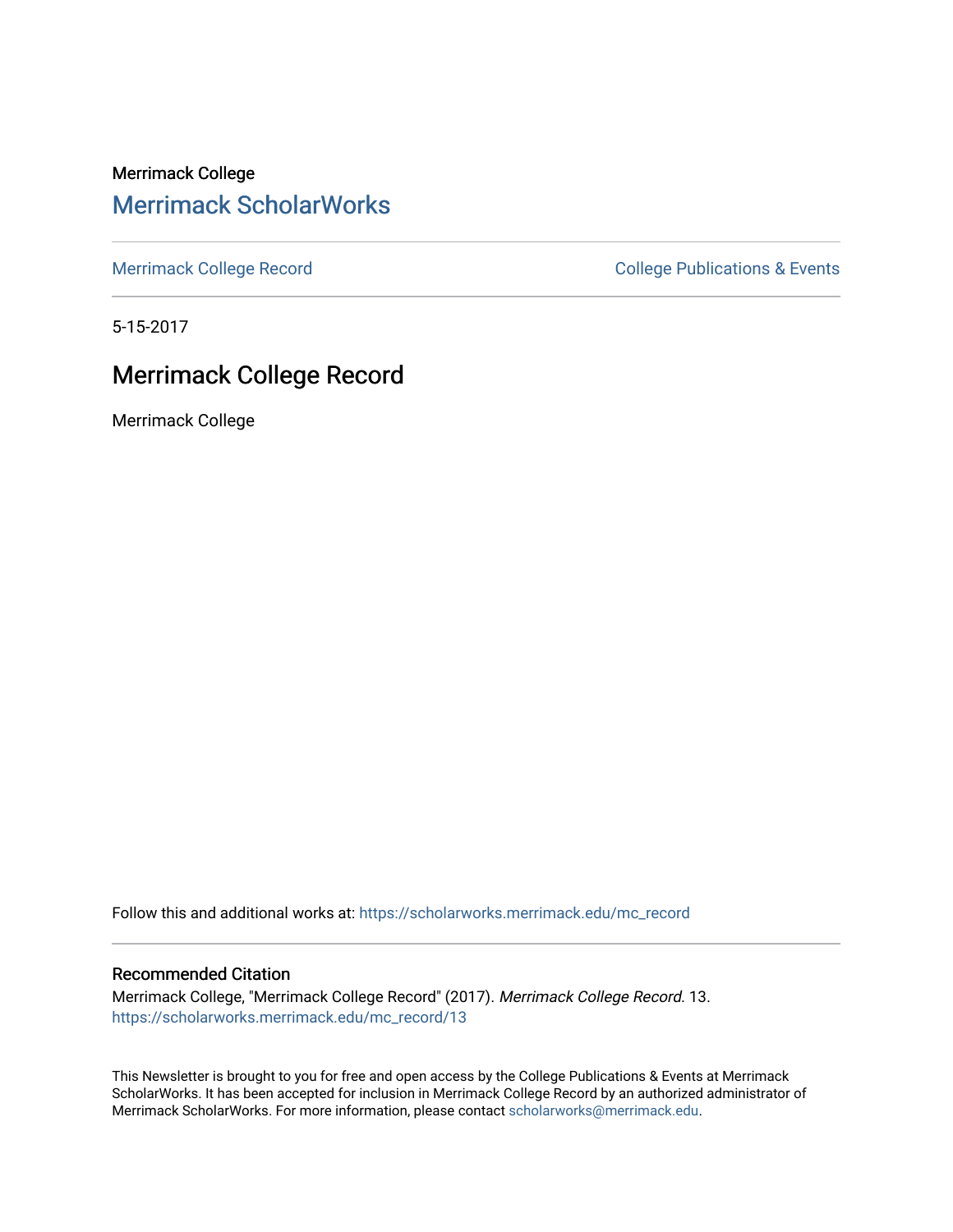Merrimack College

## Merrimack ScholarWorks

Merrimack College Record

College Publications & Events

5-15-2017

# Merrimack College Record

Merrimack College

Follow this and additional works at: https://scholarworks.merrimack.edu/mc_record

### Recommended Citation

Merrimack College, "Merrimack College Record" (2017). *Merrimack College Record*. 13.
https://scholarworks.merrimack.edu/mc_record/13

This Newsletter is brought to you for free and open access by the College Publications & Events at Merrimack ScholarWorks. It has been accepted for inclusion in Merrimack College Record by an authorized administrator of Merrimack ScholarWorks. For more information, please contact scholarworks@merrimack.edu.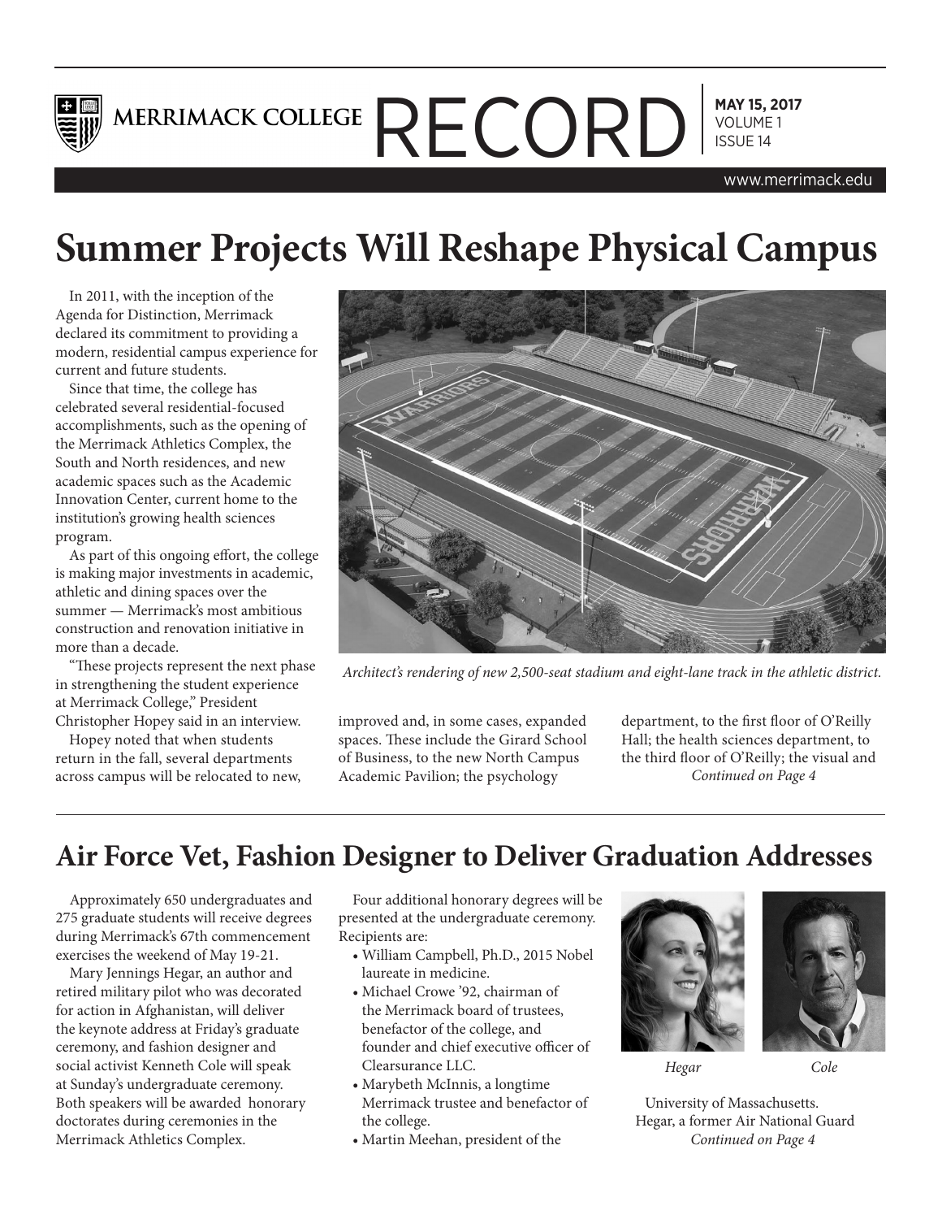# Summer Projects Will Reshape Physical Campus

In 2011, with the inception of the Agenda for Distinction, Merrimack declared its commitment to providing a modern, residential campus experience for current and future students.

Since that time, the college has celebrated several residential-focused accomplishments, such as the opening of the Merrimack Athletics Complex, the South and North residences, and new academic spaces such as the Academic Innovation Center, current home to the institution's growing health sciences program.

As part of this ongoing effort, the college is making major investments in academic, athletic and dining spaces over the summer — Merrimack's most ambitious construction and renovation initiative in more than a decade.

"These projects represent the next phase in strengthening the student experience at Merrimack College," President Christopher Hopey said in an interview.

Hopey noted that when students return in the fall, several departments across campus will be relocated to new, improved and, in some cases, expanded spaces. These include the Girard School of Business, to the new North Campus Academic Pavilion; the psychology department, to the first floor of O'Reilly Hall; the health sciences department, to the third floor of O'Reilly; the visual and

*Continued on Page 4*

*Architect's rendering of new 2,500-seat stadium and eight-lane track in the athletic district.*

## Air Force Vet, Fashion Designer to Deliver Graduation Addresses

Approximately 650 undergraduates and 275 graduate students will receive degrees during Merrimack's 67th commencement exercises the weekend of May 19-21.

Mary Jennings Hegar, an author and retired military pilot who was decorated for action in Afghanistan, will deliver the keynote address at Friday's graduate ceremony, and fashion designer and social activist Kenneth Cole will speak at Sunday's undergraduate ceremony. Both speakers will be awarded honorary doctorates during ceremonies in the Merrimack Athletics Complex.

Four additional honorary degrees will be presented at the undergraduate ceremony. Recipients are:

- William Campbell, Ph.D., 2015 Nobel laureate in medicine.
- Michael Crowe '92, chairman of the Merrimack board of trustees, benefactor of the college, and founder and chief executive officer of Clearsurance LLC.
- Marybeth McInnis, a longtime Merrimack trustee and benefactor of the college.
- Martin Meehan, president of the University of Massachusetts.

*Hegar* *Cole*

Hegar, a former Air National Guard

*Continued on Page 4*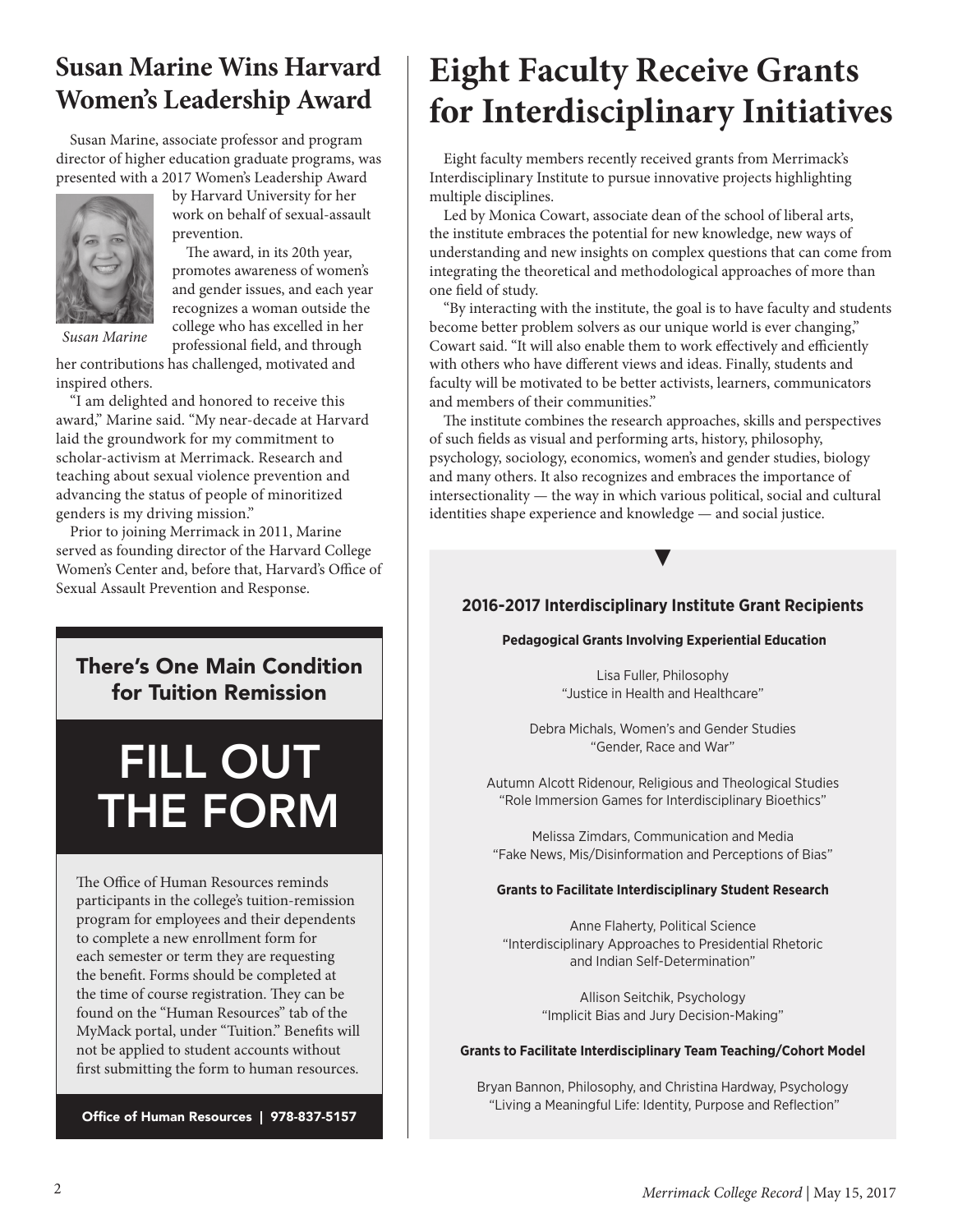## Susan Marine Wins Harvard Women's Leadership Award

Susan Marine, associate professor and program director of higher education graduate programs, was presented with a 2017 Women's Leadership Award by Harvard University for her work on behalf of sexual-assault prevention.

*Susan Marine*

The award, in its 20th year, promotes awareness of women's and gender issues, and each year recognizes a woman outside the college who has excelled in her professional field, and through her contributions has challenged, motivated and inspired others.

"I am delighted and honored to receive this award," Marine said. "My near-decade at Harvard laid the groundwork for my commitment to scholar-activism at Merrimack. Research and teaching about sexual violence prevention and advancing the status of people of minoritized genders is my driving mission."

Prior to joining Merrimack in 2011, Marine served as founding director of the Harvard College Women's Center and, before that, Harvard's Office of Sexual Assault Prevention and Response.

### There's One Main Condition for Tuition Remission

# FILL OUT THE FORM

The Office of Human Resources reminds participants in the college's tuition-remission program for employees and their dependents to complete a new enrollment form for each semester or term they are requesting the benefit. Forms should be completed at the time of course registration. They can be found on the "Human Resources" tab of the MyMack portal, under "Tuition." Benefits will not be applied to student accounts without first submitting the form to human resources.

**Office of Human Resources | 978-837-5157**

# Eight Faculty Receive Grants for Interdisciplinary Initiatives

Eight faculty members recently received grants from Merrimack's Interdisciplinary Institute to pursue innovative projects highlighting multiple disciplines.

Led by Monica Cowart, associate dean of the school of liberal arts, the institute embraces the potential for new knowledge, new ways of understanding and new insights on complex questions that can come from integrating the theoretical and methodological approaches of more than one field of study.

"By interacting with the institute, the goal is to have faculty and students become better problem solvers as our unique world is ever changing," Cowart said. "It will also enable them to work effectively and efficiently with others who have different views and ideas. Finally, students and faculty will be motivated to be better activists, learners, communicators and members of their communities."

The institute combines the research approaches, skills and perspectives of such fields as visual and performing arts, history, philosophy, psychology, sociology, economics, women's and gender studies, biology and many others. It also recognizes and embraces the importance of intersectionality — the way in which various political, social and cultural identities shape experience and knowledge — and social justice.

### 2016-2017 Interdisciplinary Institute Grant Recipients

**Pedagogical Grants Involving Experiential Education**

Lisa Fuller, Philosophy
"Justice in Health and Healthcare"

Debra Michals, Women's and Gender Studies
"Gender, Race and War"

Autumn Alcott Ridenour, Religious and Theological Studies
"Role Immersion Games for Interdisciplinary Bioethics"

Melissa Zimdars, Communication and Media
"Fake News, Mis/Disinformation and Perceptions of Bias"

**Grants to Facilitate Interdisciplinary Student Research**

Anne Flaherty, Political Science
"Interdisciplinary Approaches to Presidential Rhetoric and Indian Self-Determination"

Allison Seitchik, Psychology
"Implicit Bias and Jury Decision-Making"

**Grants to Facilitate Interdisciplinary Team Teaching/Cohort Model**

Bryan Bannon, Philosophy, and Christina Hardway, Psychology
"Living a Meaningful Life: Identity, Purpose and Reflection"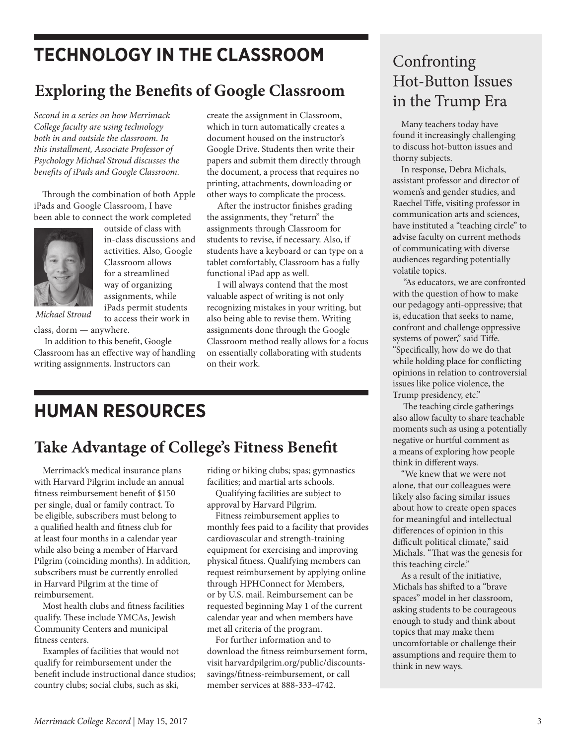# TECHNOLOGY IN THE CLASSROOM

## Exploring the Benefits of Google Classroom

*Second in a series on how Merrimack College faculty are using technology both in and outside the classroom. In this installment, Associate Professor of Psychology Michael Stroud discusses the benefits of iPads and Google Classroom.*

Through the combination of both Apple iPads and Google Classroom, I have been able to connect the work completed outside of class with in-class discussions and activities. Also, Google Classroom allows for a streamlined way of organizing assignments, while iPads permit students to access their work in class, dorm — anywhere.

Michael Stroud

In addition to this benefit, Google Classroom has an effective way of handling writing assignments. Instructors can create the assignment in Classroom, which in turn automatically creates a document housed on the instructor's Google Drive. Students then write their papers and submit them directly through the document, a process that requires no printing, attachments, downloading or other ways to complicate the process.

After the instructor finishes grading the assignments, they "return" the assignments through Classroom for students to revise, if necessary. Also, if students have a keyboard or can type on a tablet comfortably, Classroom has a fully functional iPad app as well.

I will always contend that the most valuable aspect of writing is not only recognizing mistakes in your writing, but also being able to revise them. Writing assignments done through the Google Classroom method really allows for a focus on essentially collaborating with students on their work.

# HUMAN RESOURCES

## Take Advantage of College's Fitness Benefit

Merrimack's medical insurance plans with Harvard Pilgrim include an annual fitness reimbursement benefit of $150 per single, dual or family contract. To be eligible, subscribers must belong to a qualified health and fitness club for at least four months in a calendar year while also being a member of Harvard Pilgrim (coinciding months). In addition, subscribers must be currently enrolled in Harvard Pilgrim at the time of reimbursement.

Most health clubs and fitness facilities qualify. These include YMCAs, Jewish Community Centers and municipal fitness centers.

Examples of facilities that would not qualify for reimbursement under the benefit include instructional dance studios; country clubs; social clubs, such as ski, riding or hiking clubs; spas; gymnastics facilities; and martial arts schools.

Qualifying facilities are subject to approval by Harvard Pilgrim.

Fitness reimbursement applies to monthly fees paid to a facility that provides cardiovascular and strength-training equipment for exercising and improving physical fitness. Qualifying members can request reimbursement by applying online through HPHConnect for Members, or by U.S. mail. Reimbursement can be requested beginning May 1 of the current calendar year and when members have met all criteria of the program.

For further information and to download the fitness reimbursement form, visit harvardpilgrim.org/public/discounts-savings/fitness-reimbursement, or call member services at 888-333-4742.

## Confronting Hot-Button Issues in the Trump Era

Many teachers today have found it increasingly challenging to discuss hot-button issues and thorny subjects.

In response, Debra Michals, assistant professor and director of women's and gender studies, and Raechel Tiffe, visiting professor in communication arts and sciences, have instituted a "teaching circle" to advise faculty on current methods of communicating with diverse audiences regarding potentially volatile topics.

"As educators, we are confronted with the question of how to make our pedagogy anti-oppressive; that is, education that seeks to name, confront and challenge oppressive systems of power," said Tiffe. "Specifically, how do we do that while holding place for conflicting opinions in relation to controversial issues like police violence, the Trump presidency, etc."

The teaching circle gatherings also allow faculty to share teachable moments such as using a potentially negative or hurtful comment as a means of exploring how people think in different ways.

"We knew that we were not alone, that our colleagues were likely also facing similar issues about how to create open spaces for meaningful and intellectual differences of opinion in this difficult political climate," said Michals. "That was the genesis for this teaching circle."

As a result of the initiative, Michals has shifted to a "brave spaces" model in her classroom, asking students to be courageous enough to study and think about topics that may make them uncomfortable or challenge their assumptions and require them to think in new ways.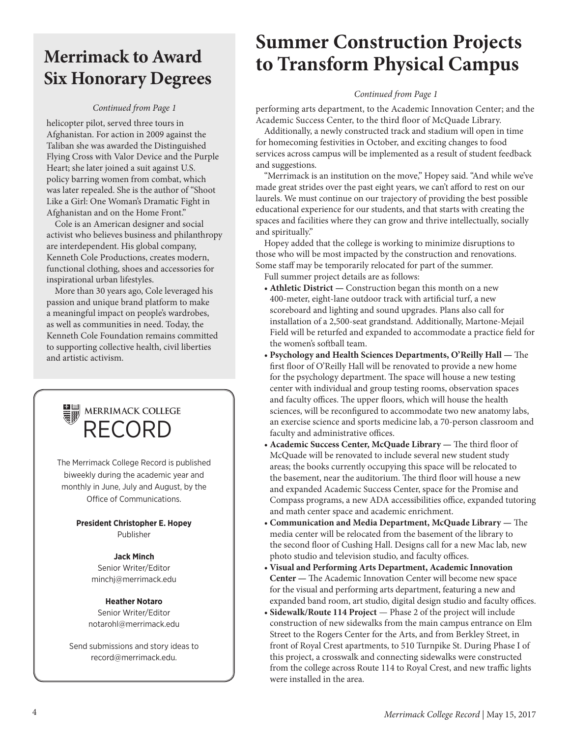## Merrimack to Award Six Honorary Degrees

*Continued from Page 1*

helicopter pilot, served three tours in Afghanistan. For action in 2009 against the Taliban she was awarded the Distinguished Flying Cross with Valor Device and the Purple Heart; she later joined a suit against U.S. policy barring women from combat, which was later repealed. She is the author of "Shoot Like a Girl: One Woman's Dramatic Fight in Afghanistan and on the Home Front."

Cole is an American designer and social activist who believes business and philanthropy are interdependent. His global company, Kenneth Cole Productions, creates modern, functional clothing, shoes and accessories for inspirational urban lifestyles.

More than 30 years ago, Cole leveraged his passion and unique brand platform to make a meaningful impact on people's wardrobes, as well as communities in need. Today, the Kenneth Cole Foundation remains committed to supporting collective health, civil liberties and artistic activism.

MERRIMACK COLLEGE
RECORD

The Merrimack College Record is published biweekly during the academic year and monthly in June, July and August, by the Office of Communications.

**President Christopher E. Hopey**
Publisher

**Jack Minch**
Senior Writer/Editor
minchj@merrimack.edu

**Heather Notaro**
Senior Writer/Editor
notarohl@merrimack.edu

Send submissions and story ideas to record@merrimack.edu.

## Summer Construction Projects to Transform Physical Campus

*Continued from Page 1*

performing arts department, to the Academic Innovation Center; and the Academic Success Center, to the third floor of McQuade Library.

Additionally, a newly constructed track and stadium will open in time for homecoming festivities in October, and exciting changes to food services across campus will be implemented as a result of student feedback and suggestions.

"Merrimack is an institution on the move," Hopey said. "And while we've made great strides over the past eight years, we can't afford to rest on our laurels. We must continue on our trajectory of providing the best possible educational experience for our students, and that starts with creating the spaces and facilities where they can grow and thrive intellectually, socially and spiritually."

Hopey added that the college is working to minimize disruptions to those who will be most impacted by the construction and renovations. Some staff may be temporarily relocated for part of the summer.

Full summer project details are as follows:

- **Athletic District —** Construction began this month on a new 400-meter, eight-lane outdoor track with artificial turf, a new scoreboard and lighting and sound upgrades. Plans also call for installation of a 2,500-seat grandstand. Additionally, Martone-Mejail Field will be returfed and expanded to accommodate a practice field for the women's softball team.
- **Psychology and Health Sciences Departments, O'Reilly Hall —** The first floor of O'Reilly Hall will be renovated to provide a new home for the psychology department. The space will house a new testing center with individual and group testing rooms, observation spaces and faculty offices. The upper floors, which will house the health sciences, will be reconfigured to accommodate two new anatomy labs, an exercise science and sports medicine lab, a 70-person classroom and faculty and administrative offices.
- **Academic Success Center, McQuade Library —** The third floor of McQuade will be renovated to include several new student study areas; the books currently occupying this space will be relocated to the basement, near the auditorium. The third floor will house a new and expanded Academic Success Center, space for the Promise and Compass programs, a new ADA accessibilities office, expanded tutoring and math center space and academic enrichment.
- **Communication and Media Department, McQuade Library —** The media center will be relocated from the basement of the library to the second floor of Cushing Hall. Designs call for a new Mac lab, new photo studio and television studio, and faculty offices.
- **Visual and Performing Arts Department, Academic Innovation Center —** The Academic Innovation Center will become new space for the visual and performing arts department, featuring a new and expanded band room, art studio, digital design studio and faculty offices.
- **Sidewalk/Route 114 Project** — Phase 2 of the project will include construction of new sidewalks from the main campus entrance on Elm Street to the Rogers Center for the Arts, and from Berkley Street, in front of Royal Crest apartments, to 510 Turnpike St. During Phase I of this project, a crosswalk and connecting sidewalks were constructed from the college across Route 114 to Royal Crest, and new traffic lights were installed in the area.